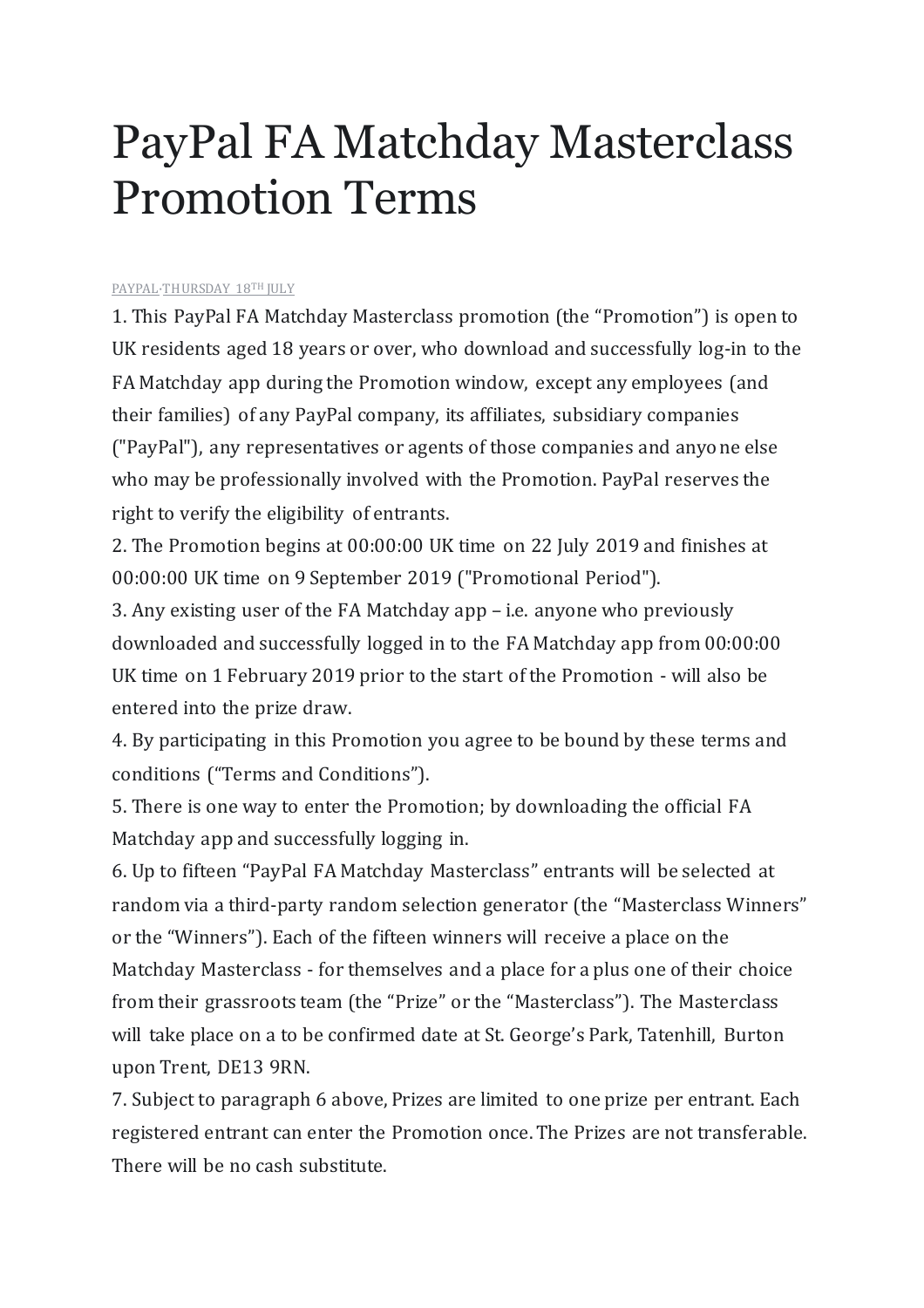# PayPal FA Matchday Masterclass Promotion Terms

PAYPAL·THURSDAY 18TH JULY

1. This PayPal FA Matchday Masterclass promotion (the "Promotion") is open to UK residents aged 18 years or over, who download and successfully log-in to the FA Matchday app during the Promotion window, except any employees (and their families) of any PayPal company, its affiliates, subsidiary companies ("PayPal"), any representatives or agents of those companies and anyone else who may be professionally involved with the Promotion. PayPal reserves the right to verify the eligibility of entrants.
2. The Promotion begins at 00:00:00 UK time on 22 July 2019 and finishes at 00:00:00 UK time on 9 September 2019 ("Promotional Period").
3. Any existing user of the FA Matchday app – i.e. anyone who previously downloaded and successfully logged in to the FA Matchday app from 00:00:00 UK time on 1 February 2019 prior to the start of the Promotion - will also be entered into the prize draw.
4. By participating in this Promotion you agree to be bound by these terms and conditions ("Terms and Conditions").
5. There is one way to enter the Promotion; by downloading the official FA Matchday app and successfully logging in.
6. Up to fifteen "PayPal FA Matchday Masterclass" entrants will be selected at random via a third-party random selection generator (the "Masterclass Winners" or the "Winners"). Each of the fifteen winners will receive a place on the Matchday Masterclass - for themselves and a place for a plus one of their choice from their grassroots team (the "Prize" or the "Masterclass"). The Masterclass will take place on a to be confirmed date at St. George's Park, Tatenhill, Burton upon Trent, DE13 9RN.
7. Subject to paragraph 6 above, Prizes are limited to one prize per entrant. Each registered entrant can enter the Promotion once. The Prizes are not transferable. There will be no cash substitute.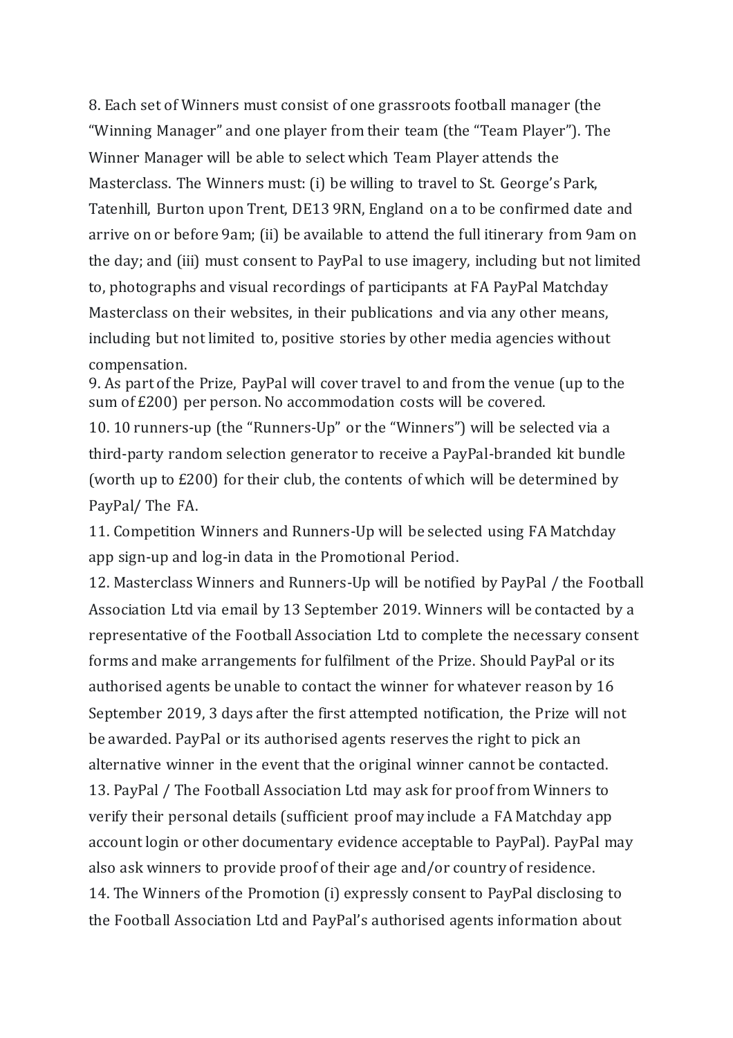8. Each set of Winners must consist of one grassroots football manager (the "Winning Manager" and one player from their team (the "Team Player"). The Winner Manager will be able to select which Team Player attends the Masterclass. The Winners must: (i) be willing to travel to St. George's Park, Tatenhill, Burton upon Trent, DE13 9RN, England on a to be confirmed date and arrive on or before 9am; (ii) be available to attend the full itinerary from 9am on the day; and (iii) must consent to PayPal to use imagery, including but not limited to, photographs and visual recordings of participants at FA PayPal Matchday Masterclass on their websites, in their publications and via any other means, including but not limited to, positive stories by other media agencies without compensation.

9. As part of the Prize, PayPal will cover travel to and from the venue (up to the sum of £200) per person. No accommodation costs will be covered.

10. 10 runners-up (the "Runners-Up" or the "Winners") will be selected via a third-party random selection generator to receive a PayPal-branded kit bundle (worth up to £200) for their club, the contents of which will be determined by PayPal/ The FA.

11. Competition Winners and Runners-Up will be selected using FA Matchday app sign-up and log-in data in the Promotional Period.

12. Masterclass Winners and Runners-Up will be notified by PayPal / the Football Association Ltd via email by 13 September 2019. Winners will be contacted by a representative of the Football Association Ltd to complete the necessary consent forms and make arrangements for fulfilment of the Prize. Should PayPal or its authorised agents be unable to contact the winner for whatever reason by 16 September 2019, 3 days after the first attempted notification, the Prize will not be awarded. PayPal or its authorised agents reserves the right to pick an alternative winner in the event that the original winner cannot be contacted.

13. PayPal / The Football Association Ltd may ask for proof from Winners to verify their personal details (sufficient proof may include a FA Matchday app account login or other documentary evidence acceptable to PayPal). PayPal may also ask winners to provide proof of their age and/or country of residence.

14. The Winners of the Promotion (i) expressly consent to PayPal disclosing to the Football Association Ltd and PayPal's authorised agents information about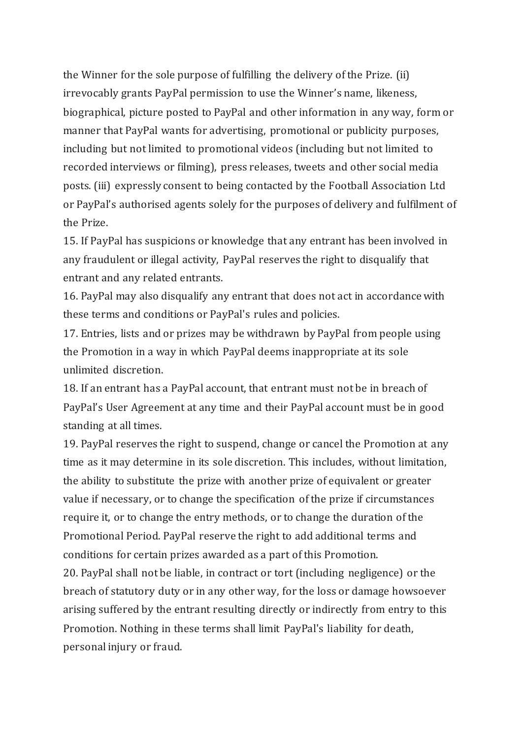the Winner for the sole purpose of fulfilling the delivery of the Prize. (ii) irrevocably grants PayPal permission to use the Winner's name, likeness, biographical, picture posted to PayPal and other information in any way, form or manner that PayPal wants for advertising, promotional or publicity purposes, including but not limited to promotional videos (including but not limited to recorded interviews or filming), press releases, tweets and other social media posts. (iii) expressly consent to being contacted by the Football Association Ltd or PayPal's authorised agents solely for the purposes of delivery and fulfilment of the Prize.

15. If PayPal has suspicions or knowledge that any entrant has been involved in any fraudulent or illegal activity, PayPal reserves the right to disqualify that entrant and any related entrants.

16. PayPal may also disqualify any entrant that does not act in accordance with these terms and conditions or PayPal's rules and policies.

17. Entries, lists and or prizes may be withdrawn by PayPal from people using the Promotion in a way in which PayPal deems inappropriate at its sole unlimited discretion.

18. If an entrant has a PayPal account, that entrant must not be in breach of PayPal's User Agreement at any time and their PayPal account must be in good standing at all times.

19. PayPal reserves the right to suspend, change or cancel the Promotion at any time as it may determine in its sole discretion. This includes, without limitation, the ability to substitute the prize with another prize of equivalent or greater value if necessary, or to change the specification of the prize if circumstances require it, or to change the entry methods, or to change the duration of the Promotional Period. PayPal reserve the right to add additional terms and conditions for certain prizes awarded as a part of this Promotion.

20. PayPal shall not be liable, in contract or tort (including negligence) or the breach of statutory duty or in any other way, for the loss or damage howsoever arising suffered by the entrant resulting directly or indirectly from entry to this Promotion. Nothing in these terms shall limit PayPal's liability for death, personal injury or fraud.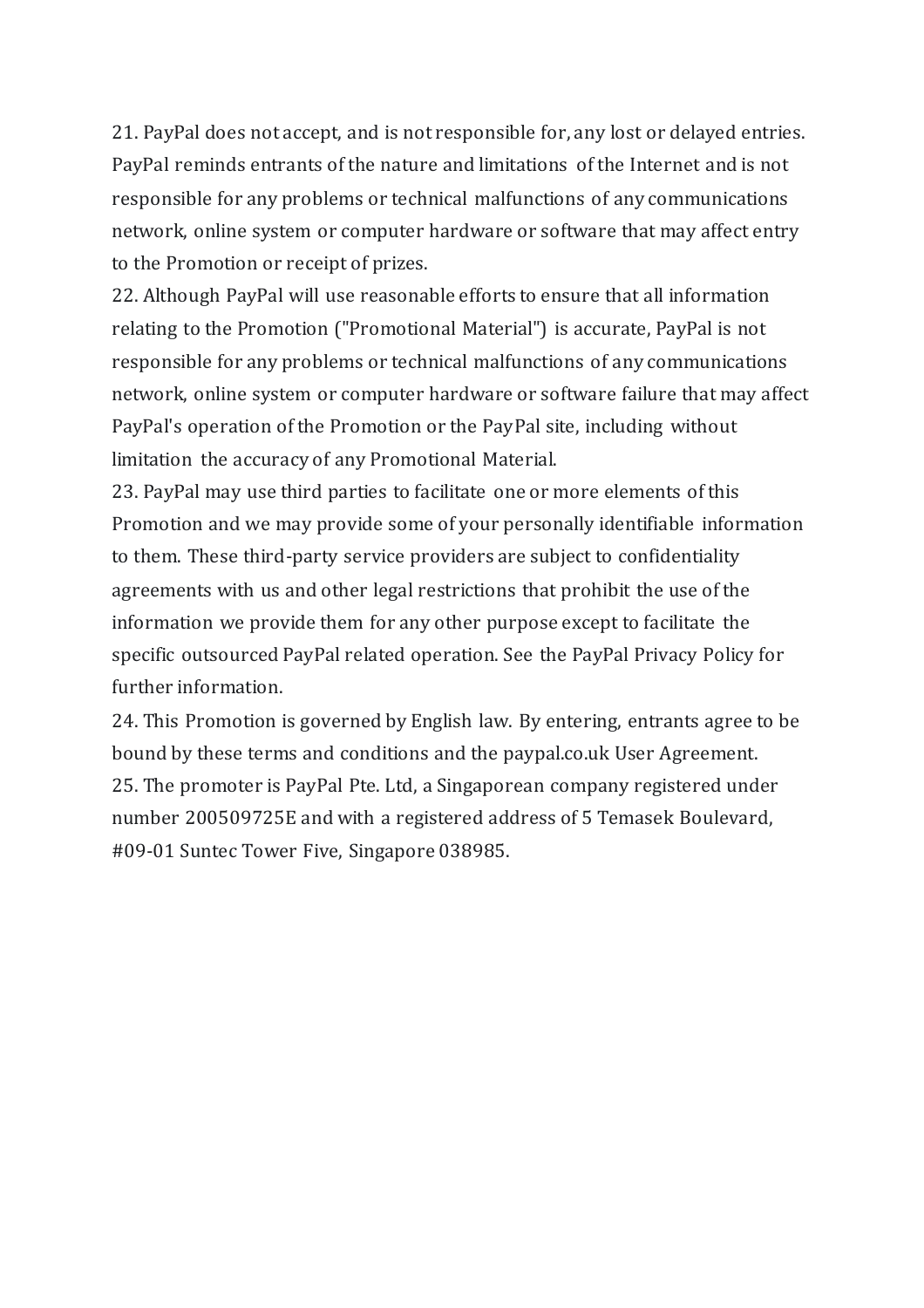21. PayPal does not accept, and is not responsible for, any lost or delayed entries. PayPal reminds entrants of the nature and limitations of the Internet and is not responsible for any problems or technical malfunctions of any communications network, online system or computer hardware or software that may affect entry to the Promotion or receipt of prizes.

22. Although PayPal will use reasonable efforts to ensure that all information relating to the Promotion ("Promotional Material") is accurate, PayPal is not responsible for any problems or technical malfunctions of any communications network, online system or computer hardware or software failure that may affect PayPal's operation of the Promotion or the PayPal site, including without limitation the accuracy of any Promotional Material.

23. PayPal may use third parties to facilitate one or more elements of this Promotion and we may provide some of your personally identifiable information to them. These third-party service providers are subject to confidentiality agreements with us and other legal restrictions that prohibit the use of the information we provide them for any other purpose except to facilitate the specific outsourced PayPal related operation. See the PayPal Privacy Policy for further information.

24. This Promotion is governed by English law. By entering, entrants agree to be bound by these terms and conditions and the paypal.co.uk User Agreement.

25. The promoter is PayPal Pte. Ltd, a Singaporean company registered under number 200509725E and with a registered address of 5 Temasek Boulevard, #09-01 Suntec Tower Five, Singapore 038985.